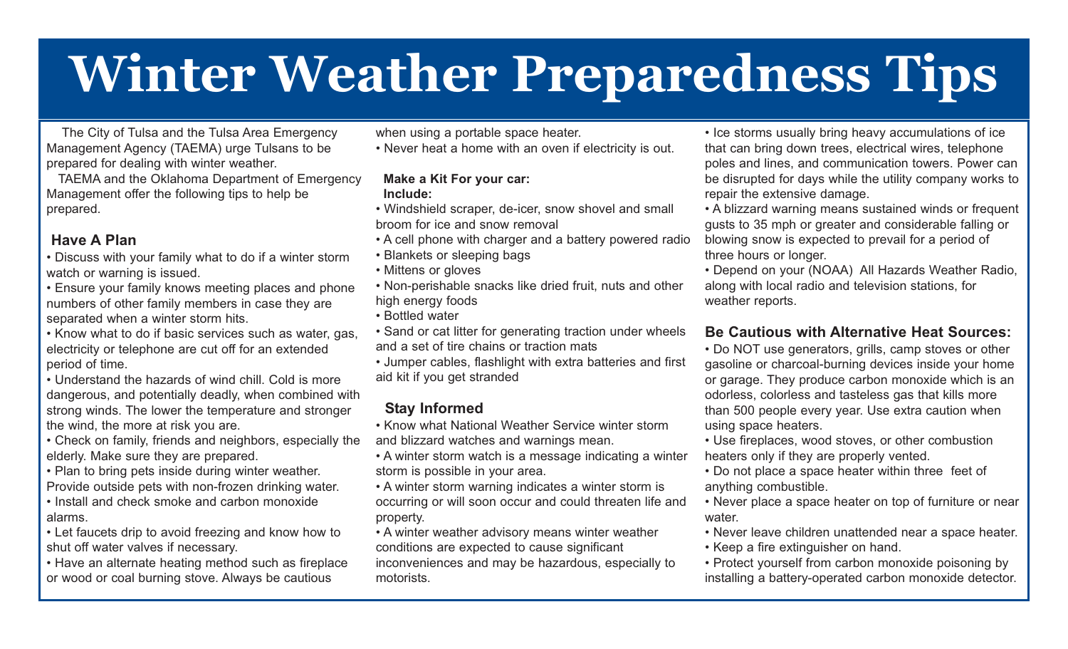# Winter Weather Preparedness Tips

The City of Tulsa and the Tulsa Area Emergency Management Agency (TAEMA) urge Tulsans to be prepared for dealing with winter weather.

TAEMA and the Oklahoma Department of Emergency Management offer the following tips to help be prepared.

## Have A Plan

- Discuss with your family what to do if a winter storm watch or warning is issued.
- Ensure your family knows meeting places and phone numbers of other family members in case they are separated when a winter storm hits.
- Know what to do if basic services such as water, gas, electricity or telephone are cut off for an extended period of time.
- Understand the hazards of wind chill. Cold is more dangerous, and potentially deadly, when combined with strong winds. The lower the temperature and stronger the wind, the more at risk you are.
- Check on family, friends and neighbors, especially the elderly. Make sure they are prepared.
- Plan to bring pets inside during winter weather. Provide outside pets with non-frozen drinking water.
- Install and check smoke and carbon monoxide alarms.
- Let faucets drip to avoid freezing and know how to shut off water valves if necessary.
- Have an alternate heating method such as fireplace or wood or coal burning stove. Always be cautious when using a portable space heater.
- Never heat a home with an oven if electricity is out.

**Make a Kit For your car:**
**Include:**

- Windshield scraper, de-icer, snow shovel and small broom for ice and snow removal
- A cell phone with charger and a battery powered radio
- Blankets or sleeping bags
- Mittens or gloves
- Non-perishable snacks like dried fruit, nuts and other high energy foods
- Bottled water
- Sand or cat litter for generating traction under wheels and a set of tire chains or traction mats
- Jumper cables, flashlight with extra batteries and first aid kit if you get stranded

## Stay Informed

- Know what National Weather Service winter storm and blizzard watches and warnings mean.
- A winter storm watch is a message indicating a winter storm is possible in your area.
- A winter storm warning indicates a winter storm is occurring or will soon occur and could threaten life and property.
- A winter weather advisory means winter weather conditions are expected to cause significant inconveniences and may be hazardous, especially to motorists.
- Ice storms usually bring heavy accumulations of ice that can bring down trees, electrical wires, telephone poles and lines, and communication towers. Power can be disrupted for days while the utility company works to repair the extensive damage.
- A blizzard warning means sustained winds or frequent gusts to 35 mph or greater and considerable falling or blowing snow is expected to prevail for a period of three hours or longer.
- Depend on your (NOAA) All Hazards Weather Radio, along with local radio and television stations, for weather reports.

## Be Cautious with Alternative Heat Sources:

- Do NOT use generators, grills, camp stoves or other gasoline or charcoal-burning devices inside your home or garage. They produce carbon monoxide which is an odorless, colorless and tasteless gas that kills more than 500 people every year. Use extra caution when using space heaters.
- Use fireplaces, wood stoves, or other combustion heaters only if they are properly vented.
- Do not place a space heater within three feet of anything combustible.
- Never place a space heater on top of furniture or near water.
- Never leave children unattended near a space heater.
- Keep a fire extinguisher on hand.
- Protect yourself from carbon monoxide poisoning by installing a battery-operated carbon monoxide detector.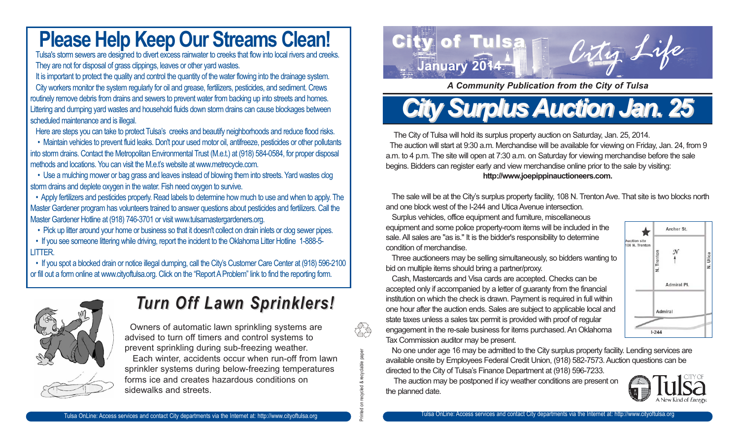# Please Help Keep Our Streams Clean!

Tulsa's storm sewers are designed to divert excess rainwater to creeks that flow into local rivers and creeks. They are not for disposal of grass clippings, leaves or other yard wastes.

It is important to protect the quality and control the quantity of the water flowing into the drainage system. City workers monitor the system regularly for oil and grease, fertilizers, pesticides, and sediment. Crews routinely remove debris from drains and sewers to prevent water from backing up into streets and homes. Littering and dumping yard wastes and household fluids down storm drains can cause blockages between scheduled maintenance and is illegal.

Here are steps you can take to protect Tulsa's creeks and beautify neighborhoods and reduce flood risks.

- Maintain vehicles to prevent fluid leaks. Don't pour used motor oil, antifreeze, pesticides or other pollutants into storm drains. Contact the Metropolitan Environmental Trust (M.e.t.) at (918) 584-0584, for proper disposal methods and locations. You can visit the M.e.t's website at www.metrecycle.com.
- Use a mulching mower or bag grass and leaves instead of blowing them into streets. Yard wastes clog storm drains and deplete oxygen in the water. Fish need oxygen to survive.
- Apply fertilizers and pesticides properly. Read labels to determine how much to use and when to apply. The Master Gardener program has volunteers trained to answer questions about pesticides and fertilizers. Call the Master Gardener Hotline at (918) 746-3701 or visit www.tulsamastergardeners.org.
- Pick up litter around your home or business so that it doesn't collect on drain inlets or clog sewer pipes.
- If you see someone littering while driving, report the incident to the Oklahoma Litter Hotline 1-888-5-LITTER.
- If you spot a blocked drain or notice illegal dumping, call the City's Customer Care Center at (918) 596-2100 or fill out a form online at www.cityoftulsa.org. Click on the "Report A Problem" link to find the reporting form.

## Turn Off Lawn Sprinklers!

Owners of automatic lawn sprinkling systems are advised to turn off timers and control systems to prevent sprinkling during sub-freezing weather.

Each winter, accidents occur when run-off from lawn sprinkler systems during below-freezing temperatures forms ice and creates hazardous conditions on sidewalks and streets.

Printed on recycled & recyclable paper

City of Tulsa City Life

January 2014

*A Community Publication from the City of Tulsa*

# City Surplus Auction Jan. 25

The City of Tulsa will hold its surplus property auction on Saturday, Jan. 25, 2014.

The auction will start at 9:30 a.m. Merchandise will be available for viewing on Friday, Jan. 24, from 9 a.m. to 4 p.m. The site will open at 7:30 a.m. on Saturday for viewing merchandise before the sale begins. Bidders can register early and view merchandise online prior to the sale by visiting:

**http://www.joepippinauctioneers.com.**

The sale will be at the City's surplus property facility, 108 N. Trenton Ave. That site is two blocks north and one block west of the I-244 and Utica Avenue intersection.

Surplus vehicles, office equipment and furniture, miscellaneous equipment and some police property-room items will be included in the sale. All sales are "as is." It is the bidder's responsibility to determine condition of merchandise.

Three auctioneers may be selling simultaneously, so bidders wanting to bid on multiple items should bring a partner/proxy.

Cash, Mastercards and Visa cards are accepted. Checks can be accepted only if accompanied by a letter of guaranty from the financial institution on which the check is drawn. Payment is required in full within one hour after the auction ends. Sales are subject to applicable local and state taxes unless a sales tax permit is provided with proof of regular engagement in the re-sale business for items purchased. An Oklahoma Tax Commission auditor may be present.

Auction site 108 N. Trenton
Archer St.
N
N. Trenton
N. Utica
Admiral Pl.
Admiral
I-244

No one under age 16 may be admitted to the City surplus property facility. Lending services are available onsite by Employees Federal Credit Union, (918) 582-7573. Auction questions can be directed to the City of Tulsa's Finance Department at (918) 596-7233.

The auction may be postponed if icy weather conditions are present on the planned date.

City of Tulsa — A New Kind of Energy.